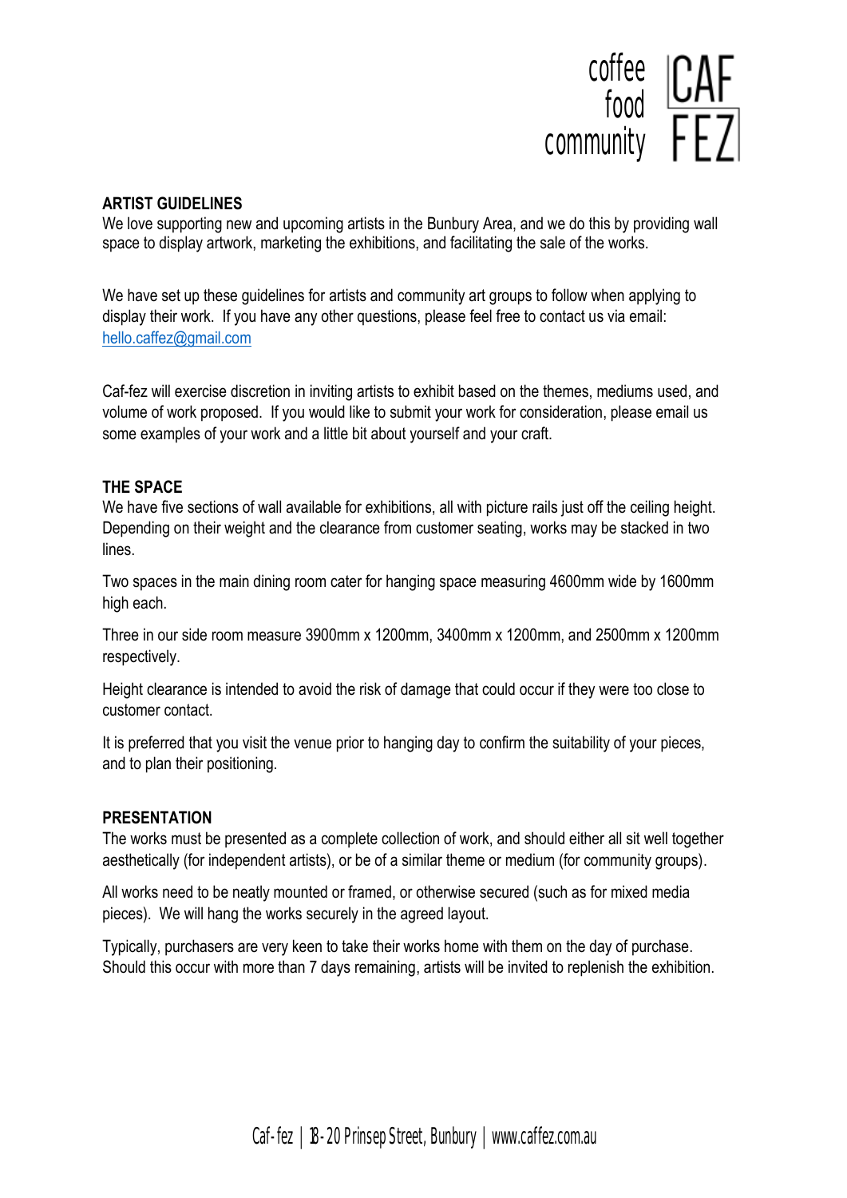## ARTIST GUIDELINES

We love supporting new and upcoming artists in the Bunbury Area, and we do this by providing wall space to display artwork, marketing the exhibitions, and facilitating the sale of the works.

We have set up these guidelines for artists and community art groups to follow when applying to display their work. If you have any other questions, please feel free to contact us via email: hello.caffez@gmail.com

Caf-fez will exercise discretion in inviting artists to exhibit based on the themes, mediums used, and volume of work proposed. If you would like to submit your work for consideration, please email us some examples of your work and a little bit about yourself and your craft.

## THE SPACE

We have five sections of wall available for exhibitions, all with picture rails just off the ceiling height. Depending on their weight and the clearance from customer seating, works may be stacked in two lines.

Two spaces in the main dining room cater for hanging space measuring 4600mm wide by 1600mm high each.

Three in our side room measure 3900mm x 1200mm, 3400mm x 1200mm, and 2500mm x 1200mm respectively.

Height clearance is intended to avoid the risk of damage that could occur if they were too close to customer contact.

It is preferred that you visit the venue prior to hanging day to confirm the suitability of your pieces, and to plan their positioning.

## PRESENTATION

The works must be presented as a complete collection of work, and should either all sit well together aesthetically (for independent artists), or be of a similar theme or medium (for community groups).

All works need to be neatly mounted or framed, or otherwise secured (such as for mixed media pieces). We will hang the works securely in the agreed layout.

Typically, purchasers are very keen to take their works home with them on the day of purchase. Should this occur with more than 7 days remaining, artists will be invited to replenish the exhibition.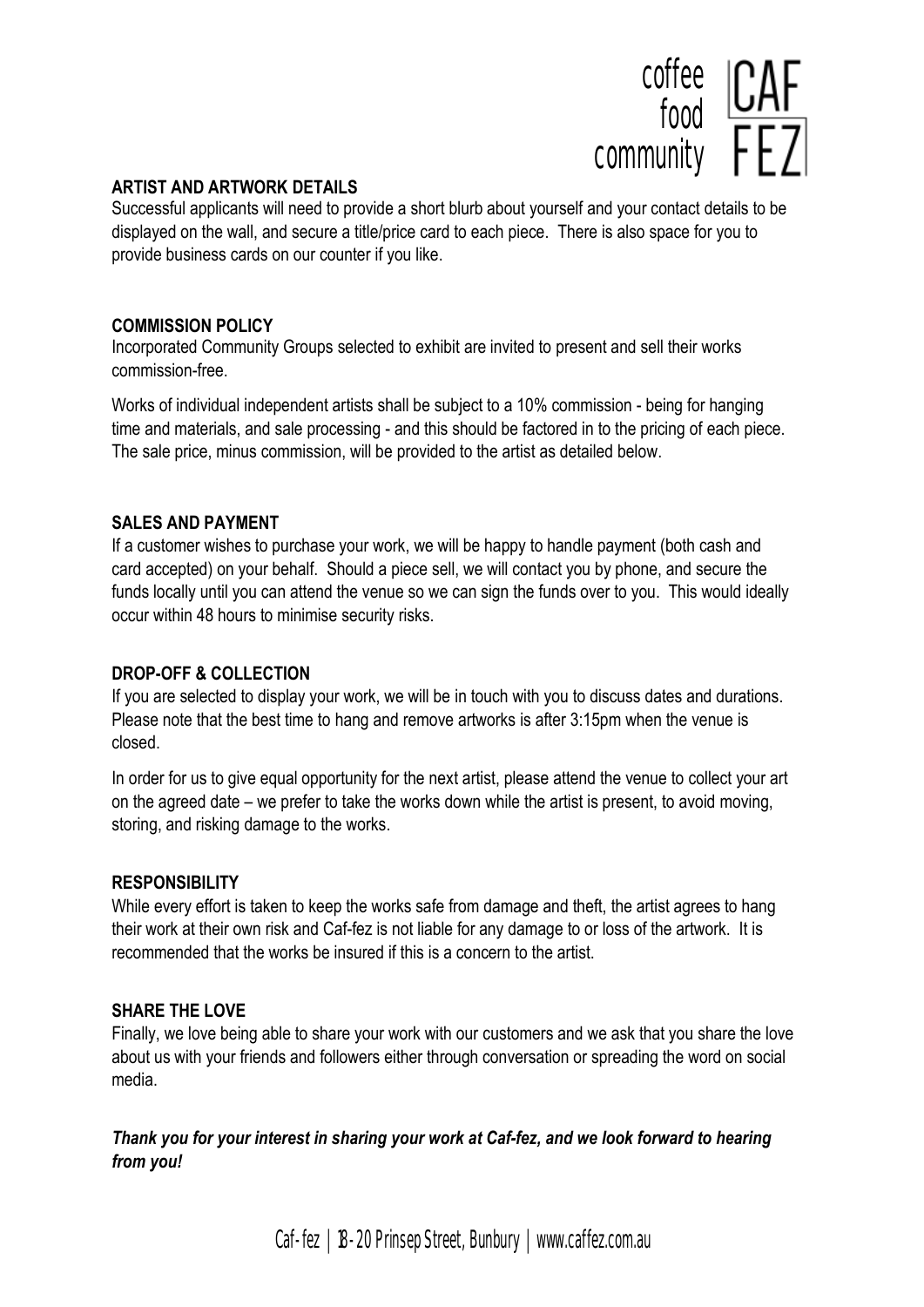## ARTIST AND ARTWORK DETAILS

Successful applicants will need to provide a short blurb about yourself and your contact details to be displayed on the wall, and secure a title/price card to each piece. There is also space for you to provide business cards on our counter if you like.

## COMMISSION POLICY

Incorporated Community Groups selected to exhibit are invited to present and sell their works commission-free.

Works of individual independent artists shall be subject to a 10% commission - being for hanging time and materials, and sale processing - and this should be factored in to the pricing of each piece. The sale price, minus commission, will be provided to the artist as detailed below.

## SALES AND PAYMENT

If a customer wishes to purchase your work, we will be happy to handle payment (both cash and card accepted) on your behalf. Should a piece sell, we will contact you by phone, and secure the funds locally until you can attend the venue so we can sign the funds over to you. This would ideally occur within 48 hours to minimise security risks.

## DROP-OFF & COLLECTION

If you are selected to display your work, we will be in touch with you to discuss dates and durations. Please note that the best time to hang and remove artworks is after 3:15pm when the venue is closed.

In order for us to give equal opportunity for the next artist, please attend the venue to collect your art on the agreed date – we prefer to take the works down while the artist is present, to avoid moving, storing, and risking damage to the works.

## RESPONSIBILITY

While every effort is taken to keep the works safe from damage and theft, the artist agrees to hang their work at their own risk and Caf-fez is not liable for any damage to or loss of the artwork. It is recommended that the works be insured if this is a concern to the artist.

## SHARE THE LOVE

Finally, we love being able to share your work with our customers and we ask that you share the love about us with your friends and followers either through conversation or spreading the word on social media.

***Thank you for your interest in sharing your work at Caf-fez, and we look forward to hearing from you!***